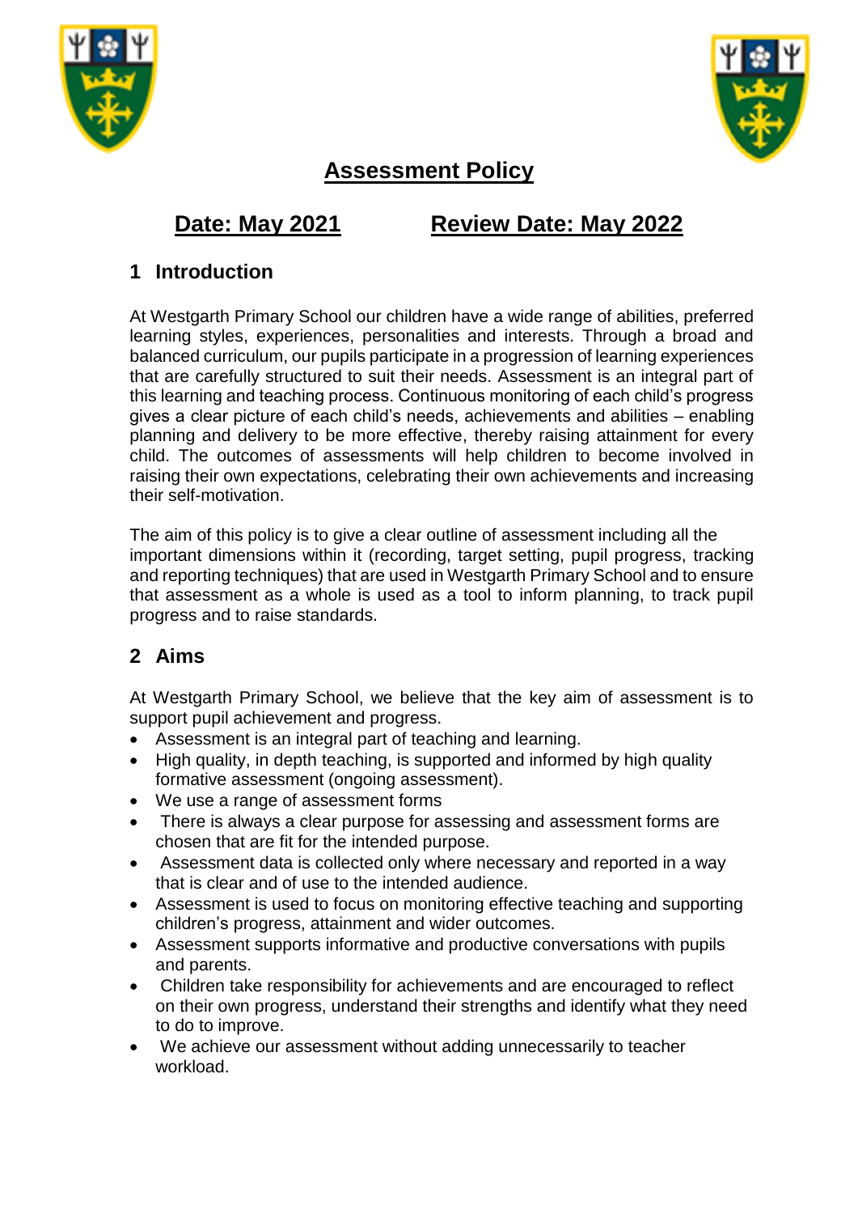# Assessment Policy

**Date: May 2021** **Review Date: May 2022**

## 1 Introduction

At Westgarth Primary School our children have a wide range of abilities, preferred learning styles, experiences, personalities and interests. Through a broad and balanced curriculum, our pupils participate in a progression of learning experiences that are carefully structured to suit their needs. Assessment is an integral part of this learning and teaching process. Continuous monitoring of each child's progress gives a clear picture of each child's needs, achievements and abilities – enabling planning and delivery to be more effective, thereby raising attainment for every child. The outcomes of assessments will help children to become involved in raising their own expectations, celebrating their own achievements and increasing their self-motivation.

The aim of this policy is to give a clear outline of assessment including all the important dimensions within it (recording, target setting, pupil progress, tracking and reporting techniques) that are used in Westgarth Primary School and to ensure that assessment as a whole is used as a tool to inform planning, to track pupil progress and to raise standards.

## 2 Aims

At Westgarth Primary School, we believe that the key aim of assessment is to support pupil achievement and progress.

- Assessment is an integral part of teaching and learning.
- High quality, in depth teaching, is supported and informed by high quality formative assessment (ongoing assessment).
- We use a range of assessment forms
- There is always a clear purpose for assessing and assessment forms are chosen that are fit for the intended purpose.
- Assessment data is collected only where necessary and reported in a way that is clear and of use to the intended audience.
- Assessment is used to focus on monitoring effective teaching and supporting children's progress, attainment and wider outcomes.
- Assessment supports informative and productive conversations with pupils and parents.
- Children take responsibility for achievements and are encouraged to reflect on their own progress, understand their strengths and identify what they need to do to improve.
- We achieve our assessment without adding unnecessarily to teacher workload.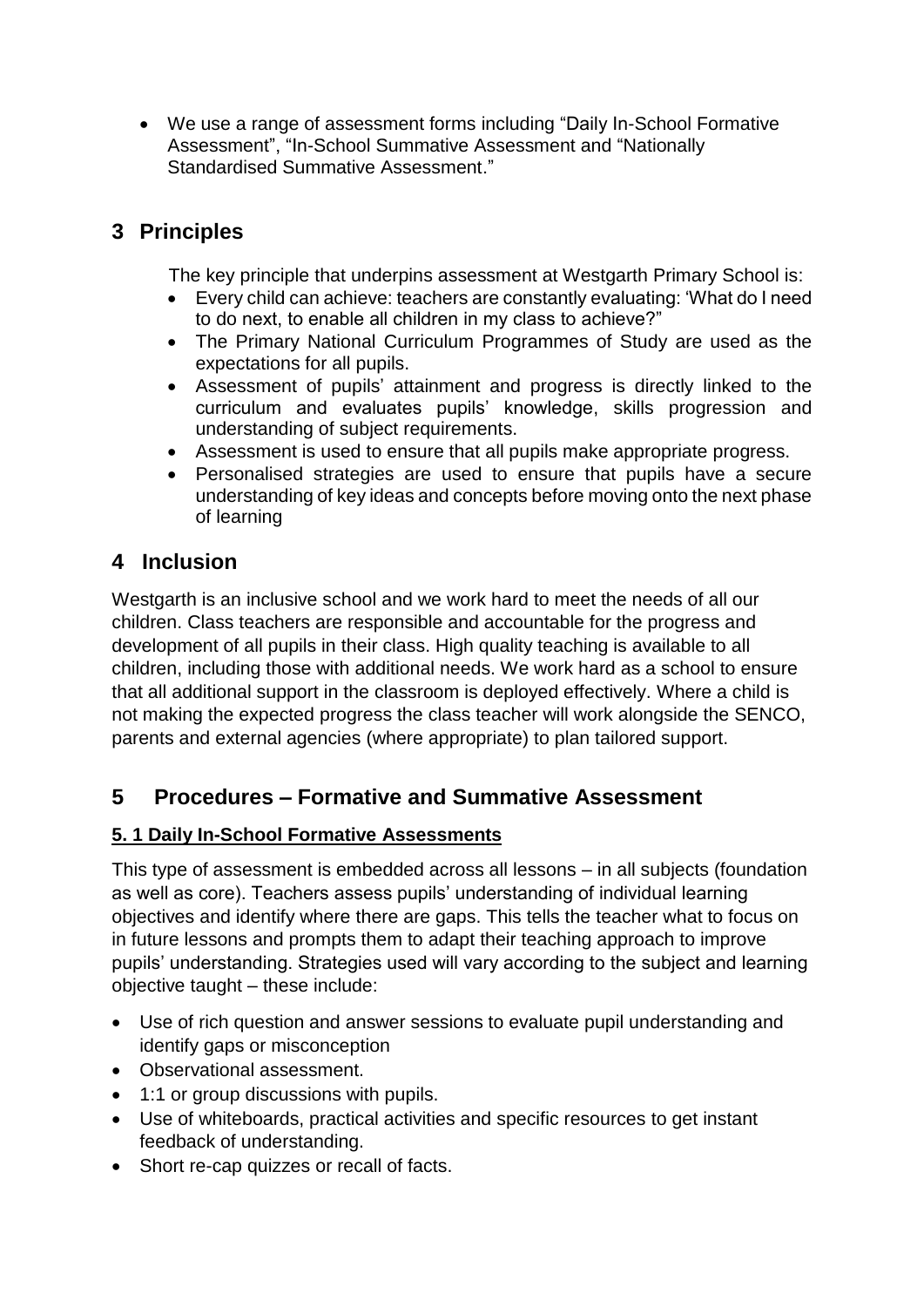- We use a range of assessment forms including "Daily In-School Formative Assessment", "In-School Summative Assessment and "Nationally Standardised Summative Assessment."

## 3 Principles

The key principle that underpins assessment at Westgarth Primary School is:

- Every child can achieve: teachers are constantly evaluating: 'What do I need to do next, to enable all children in my class to achieve?"
- The Primary National Curriculum Programmes of Study are used as the expectations for all pupils.
- Assessment of pupils' attainment and progress is directly linked to the curriculum and evaluates pupils' knowledge, skills progression and understanding of subject requirements.
- Assessment is used to ensure that all pupils make appropriate progress.
- Personalised strategies are used to ensure that pupils have a secure understanding of key ideas and concepts before moving onto the next phase of learning

## 4 Inclusion

Westgarth is an inclusive school and we work hard to meet the needs of all our children. Class teachers are responsible and accountable for the progress and development of all pupils in their class. High quality teaching is available to all children, including those with additional needs. We work hard as a school to ensure that all additional support in the classroom is deployed effectively. Where a child is not making the expected progress the class teacher will work alongside the SENCO, parents and external agencies (where appropriate) to plan tailored support.

## 5 Procedures – Formative and Summative Assessment

### 5. 1 Daily In-School Formative Assessments

This type of assessment is embedded across all lessons – in all subjects (foundation as well as core). Teachers assess pupils' understanding of individual learning objectives and identify where there are gaps. This tells the teacher what to focus on in future lessons and prompts them to adapt their teaching approach to improve pupils' understanding. Strategies used will vary according to the subject and learning objective taught – these include:

- Use of rich question and answer sessions to evaluate pupil understanding and identify gaps or misconception
- Observational assessment.
- 1:1 or group discussions with pupils.
- Use of whiteboards, practical activities and specific resources to get instant feedback of understanding.
- Short re-cap quizzes or recall of facts.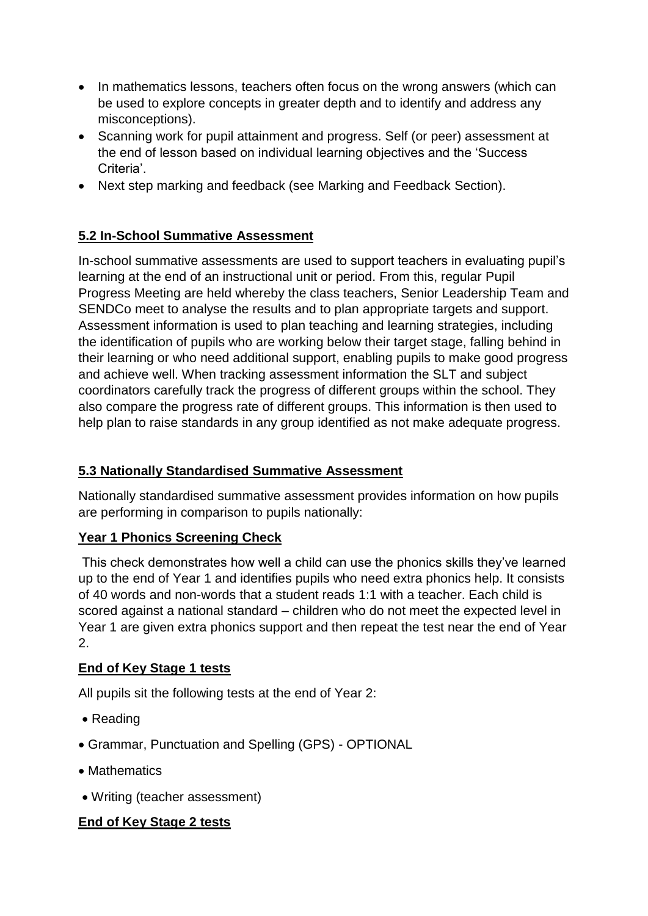- In mathematics lessons, teachers often focus on the wrong answers (which can be used to explore concepts in greater depth and to identify and address any misconceptions).
- Scanning work for pupil attainment and progress. Self (or peer) assessment at the end of lesson based on individual learning objectives and the 'Success Criteria'.
- Next step marking and feedback (see Marking and Feedback Section).

## 5.2 In-School Summative Assessment

In-school summative assessments are used to support teachers in evaluating pupil's learning at the end of an instructional unit or period. From this, regular Pupil Progress Meeting are held whereby the class teachers, Senior Leadership Team and SENDCo meet to analyse the results and to plan appropriate targets and support. Assessment information is used to plan teaching and learning strategies, including the identification of pupils who are working below their target stage, falling behind in their learning or who need additional support, enabling pupils to make good progress and achieve well. When tracking assessment information the SLT and subject coordinators carefully track the progress of different groups within the school. They also compare the progress rate of different groups. This information is then used to help plan to raise standards in any group identified as not make adequate progress.

## 5.3 Nationally Standardised Summative Assessment

Nationally standardised summative assessment provides information on how pupils are performing in comparison to pupils nationally:

### Year 1 Phonics Screening Check

This check demonstrates how well a child can use the phonics skills they've learned up to the end of Year 1 and identifies pupils who need extra phonics help. It consists of 40 words and non-words that a student reads 1:1 with a teacher. Each child is scored against a national standard – children who do not meet the expected level in Year 1 are given extra phonics support and then repeat the test near the end of Year 2.

### End of Key Stage 1 tests

All pupils sit the following tests at the end of Year 2:

- Reading
- Grammar, Punctuation and Spelling (GPS) - OPTIONAL
- Mathematics
- Writing (teacher assessment)

### End of Key Stage 2 tests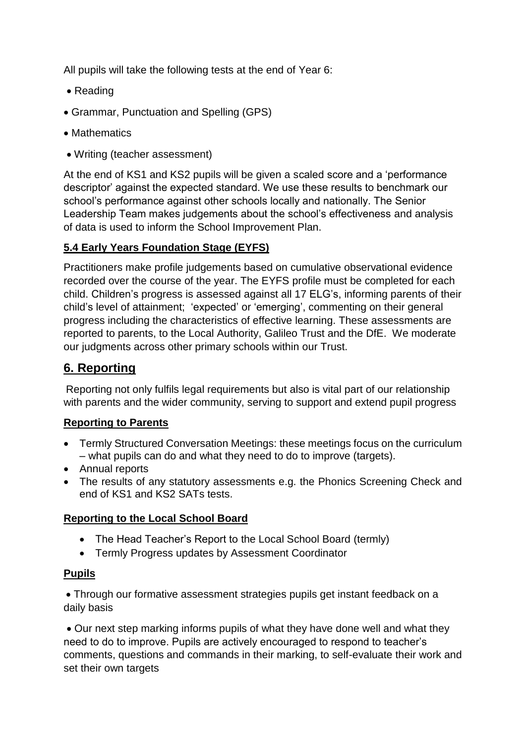All pupils will take the following tests at the end of Year 6:

- Reading
- Grammar, Punctuation and Spelling (GPS)
- Mathematics
- Writing (teacher assessment)

At the end of KS1 and KS2 pupils will be given a scaled score and a 'performance descriptor' against the expected standard. We use these results to benchmark our school's performance against other schools locally and nationally. The Senior Leadership Team makes judgements about the school's effectiveness and analysis of data is used to inform the School Improvement Plan.

### 5.4 Early Years Foundation Stage (EYFS)

Practitioners make profile judgements based on cumulative observational evidence recorded over the course of the year. The EYFS profile must be completed for each child. Children's progress is assessed against all 17 ELG's, informing parents of their child's level of attainment; 'expected' or 'emerging', commenting on their general progress including the characteristics of effective learning. These assessments are reported to parents, to the Local Authority, Galileo Trust and the DfE. We moderate our judgments across other primary schools within our Trust.

## 6. Reporting

Reporting not only fulfils legal requirements but also is vital part of our relationship with parents and the wider community, serving to support and extend pupil progress

### Reporting to Parents

- Termly Structured Conversation Meetings: these meetings focus on the curriculum – what pupils can do and what they need to do to improve (targets).
- Annual reports
- The results of any statutory assessments e.g. the Phonics Screening Check and end of KS1 and KS2 SATs tests.

### Reporting to the Local School Board

- The Head Teacher's Report to the Local School Board (termly)
- Termly Progress updates by Assessment Coordinator

### Pupils

- Through our formative assessment strategies pupils get instant feedback on a daily basis
- Our next step marking informs pupils of what they have done well and what they need to do to improve. Pupils are actively encouraged to respond to teacher's comments, questions and commands in their marking, to self-evaluate their work and set their own targets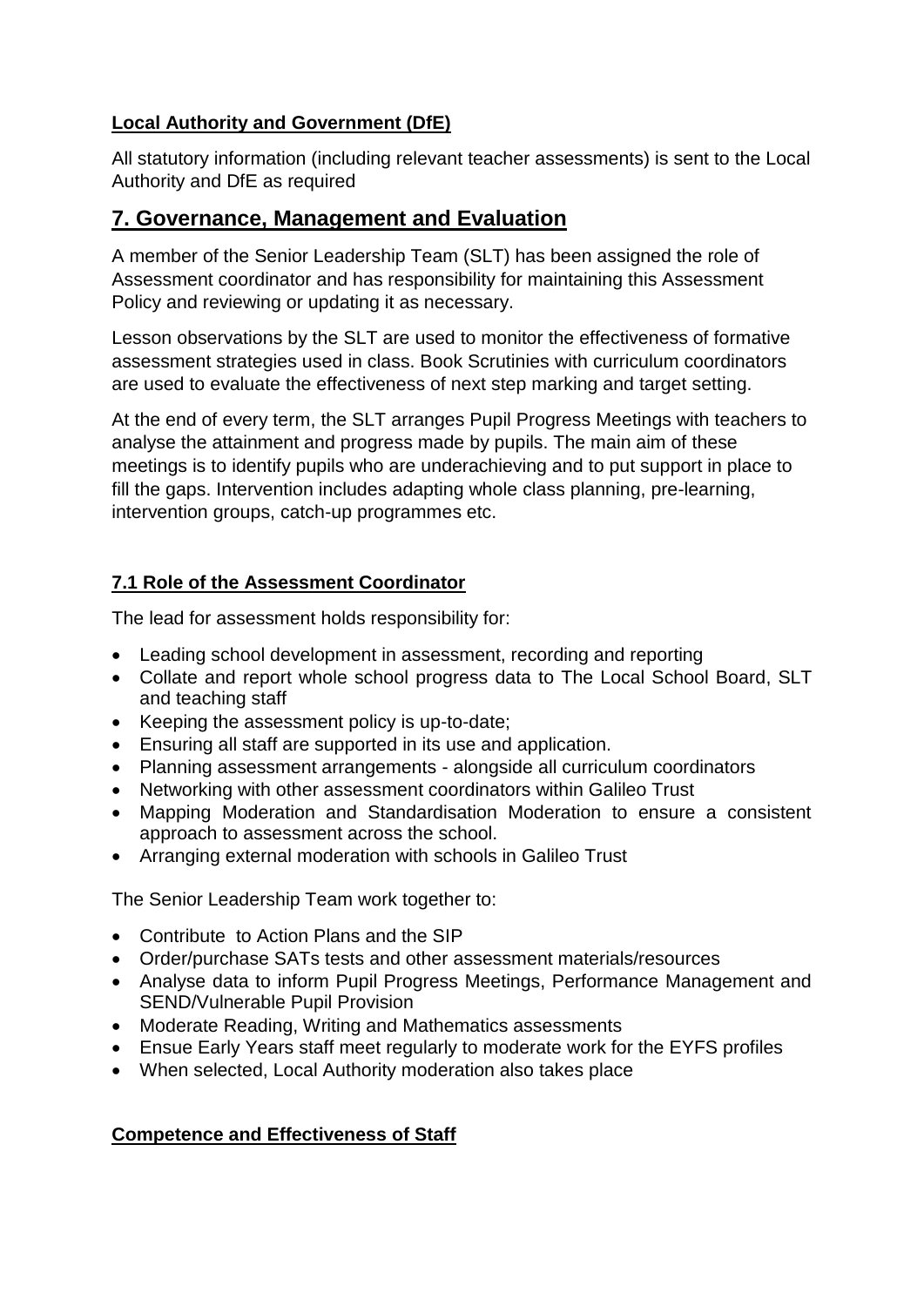**Local Authority and Government (DfE)**

All statutory information (including relevant teacher assessments) is sent to the Local Authority and DfE as required

## 7. Governance, Management and Evaluation

A member of the Senior Leadership Team (SLT) has been assigned the role of Assessment coordinator and has responsibility for maintaining this Assessment Policy and reviewing or updating it as necessary.

Lesson observations by the SLT are used to monitor the effectiveness of formative assessment strategies used in class. Book Scrutinies with curriculum coordinators are used to evaluate the effectiveness of next step marking and target setting.

At the end of every term, the SLT arranges Pupil Progress Meetings with teachers to analyse the attainment and progress made by pupils. The main aim of these meetings is to identify pupils who are underachieving and to put support in place to fill the gaps. Intervention includes adapting whole class planning, pre-learning, intervention groups, catch-up programmes etc.

### 7.1 Role of the Assessment Coordinator

The lead for assessment holds responsibility for:

- Leading school development in assessment, recording and reporting
- Collate and report whole school progress data to The Local School Board, SLT and teaching staff
- Keeping the assessment policy is up-to-date;
- Ensuring all staff are supported in its use and application.
- Planning assessment arrangements - alongside all curriculum coordinators
- Networking with other assessment coordinators within Galileo Trust
- Mapping Moderation and Standardisation Moderation to ensure a consistent approach to assessment across the school.
- Arranging external moderation with schools in Galileo Trust

The Senior Leadership Team work together to:

- Contribute to Action Plans and the SIP
- Order/purchase SATs tests and other assessment materials/resources
- Analyse data to inform Pupil Progress Meetings, Performance Management and SEND/Vulnerable Pupil Provision
- Moderate Reading, Writing and Mathematics assessments
- Ensue Early Years staff meet regularly to moderate work for the EYFS profiles
- When selected, Local Authority moderation also takes place

**Competence and Effectiveness of Staff**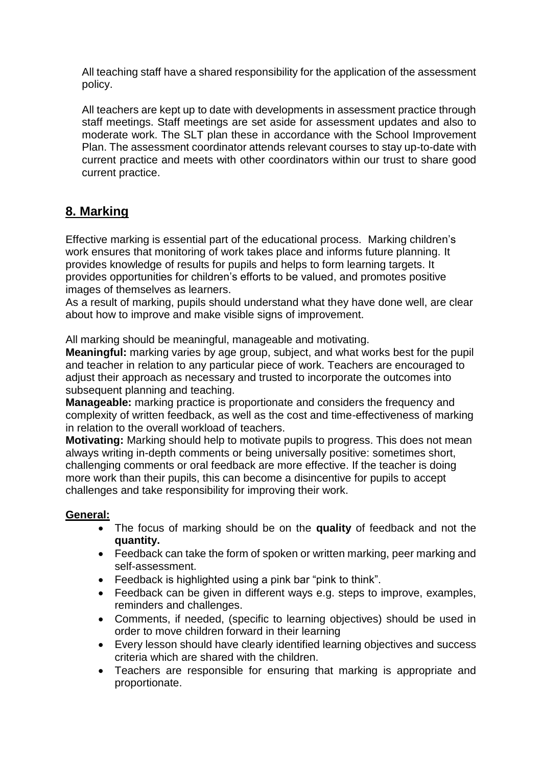All teaching staff have a shared responsibility for the application of the assessment policy.

All teachers are kept up to date with developments in assessment practice through staff meetings. Staff meetings are set aside for assessment updates and also to moderate work. The SLT plan these in accordance with the School Improvement Plan. The assessment coordinator attends relevant courses to stay up-to-date with current practice and meets with other coordinators within our trust to share good current practice.

## 8. Marking

Effective marking is essential part of the educational process. Marking children's work ensures that monitoring of work takes place and informs future planning. It provides knowledge of results for pupils and helps to form learning targets. It provides opportunities for children's efforts to be valued, and promotes positive images of themselves as learners.
As a result of marking, pupils should understand what they have done well, are clear about how to improve and make visible signs of improvement.

All marking should be meaningful, manageable and motivating.
**Meaningful:** marking varies by age group, subject, and what works best for the pupil and teacher in relation to any particular piece of work. Teachers are encouraged to adjust their approach as necessary and trusted to incorporate the outcomes into subsequent planning and teaching.
**Manageable:** marking practice is proportionate and considers the frequency and complexity of written feedback, as well as the cost and time-effectiveness of marking in relation to the overall workload of teachers.
**Motivating:** Marking should help to motivate pupils to progress. This does not mean always writing in-depth comments or being universally positive: sometimes short, challenging comments or oral feedback are more effective. If the teacher is doing more work than their pupils, this can become a disincentive for pupils to accept challenges and take responsibility for improving their work.

**General:**

- The focus of marking should be on the **quality** of feedback and not the **quantity.**
- Feedback can take the form of spoken or written marking, peer marking and self-assessment.
- Feedback is highlighted using a pink bar "pink to think".
- Feedback can be given in different ways e.g. steps to improve, examples, reminders and challenges.
- Comments, if needed, (specific to learning objectives) should be used in order to move children forward in their learning
- Every lesson should have clearly identified learning objectives and success criteria which are shared with the children.
- Teachers are responsible for ensuring that marking is appropriate and proportionate.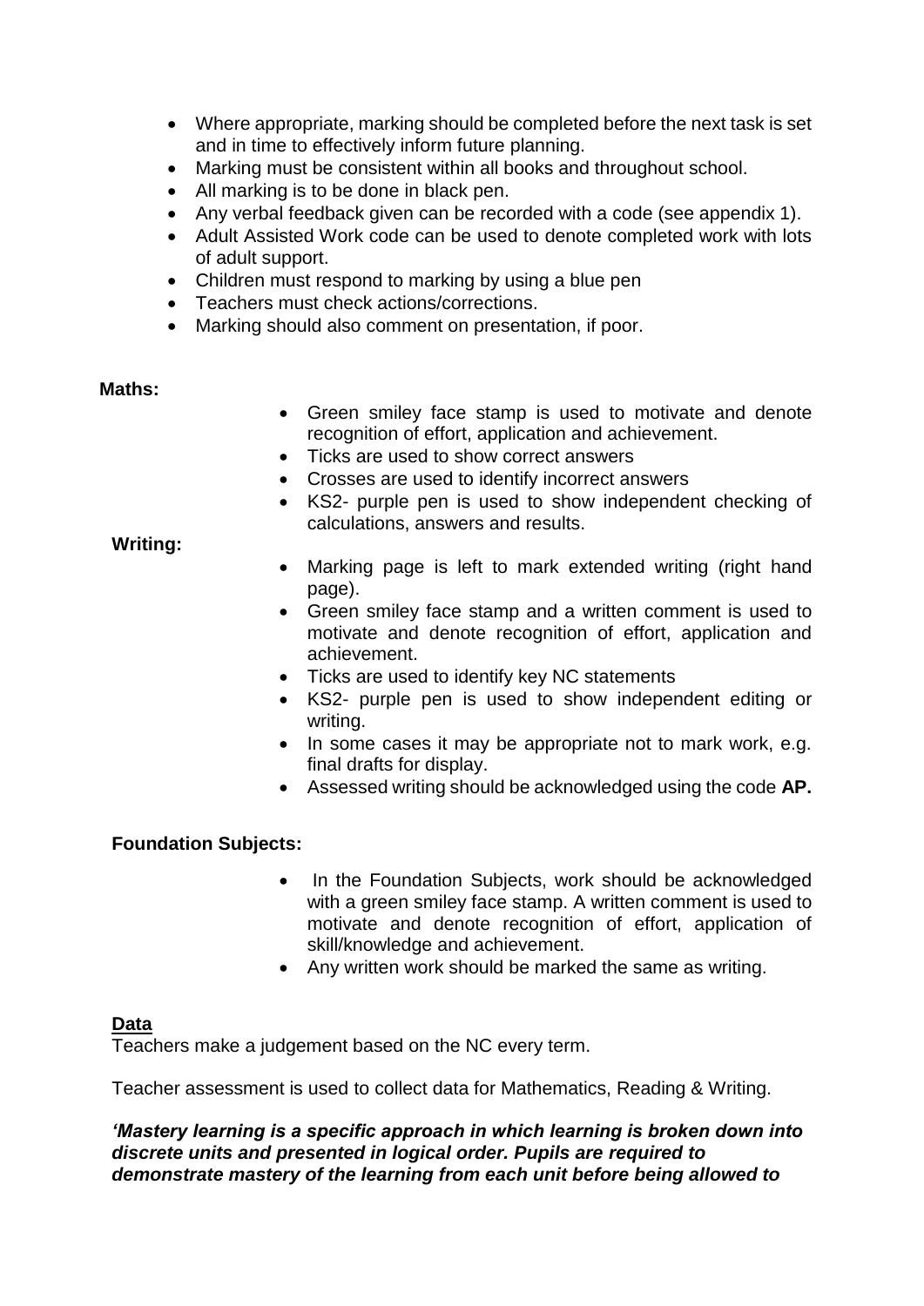- Where appropriate, marking should be completed before the next task is set and in time to effectively inform future planning.
- Marking must be consistent within all books and throughout school.
- All marking is to be done in black pen.
- Any verbal feedback given can be recorded with a code (see appendix 1).
- Adult Assisted Work code can be used to denote completed work with lots of adult support.
- Children must respond to marking by using a blue pen
- Teachers must check actions/corrections.
- Marking should also comment on presentation, if poor.

**Maths:**

- Green smiley face stamp is used to motivate and denote recognition of effort, application and achievement.
- Ticks are used to show correct answers
- Crosses are used to identify incorrect answers
- KS2- purple pen is used to show independent checking of calculations, answers and results.

**Writing:**

- Marking page is left to mark extended writing (right hand page).
- Green smiley face stamp and a written comment is used to motivate and denote recognition of effort, application and achievement.
- Ticks are used to identify key NC statements
- KS2- purple pen is used to show independent editing or writing.
- In some cases it may be appropriate not to mark work, e.g. final drafts for display.
- Assessed writing should be acknowledged using the code **AP.**

**Foundation Subjects:**

- In the Foundation Subjects, work should be acknowledged with a green smiley face stamp. A written comment is used to motivate and denote recognition of effort, application of skill/knowledge and achievement.
- Any written work should be marked the same as writing.

**Data**

Teachers make a judgement based on the NC every term.

Teacher assessment is used to collect data for Mathematics, Reading & Writing.

***'Mastery learning is a specific approach in which learning is broken down into discrete units and presented in logical order. Pupils are required to demonstrate mastery of the learning from each unit before being allowed to***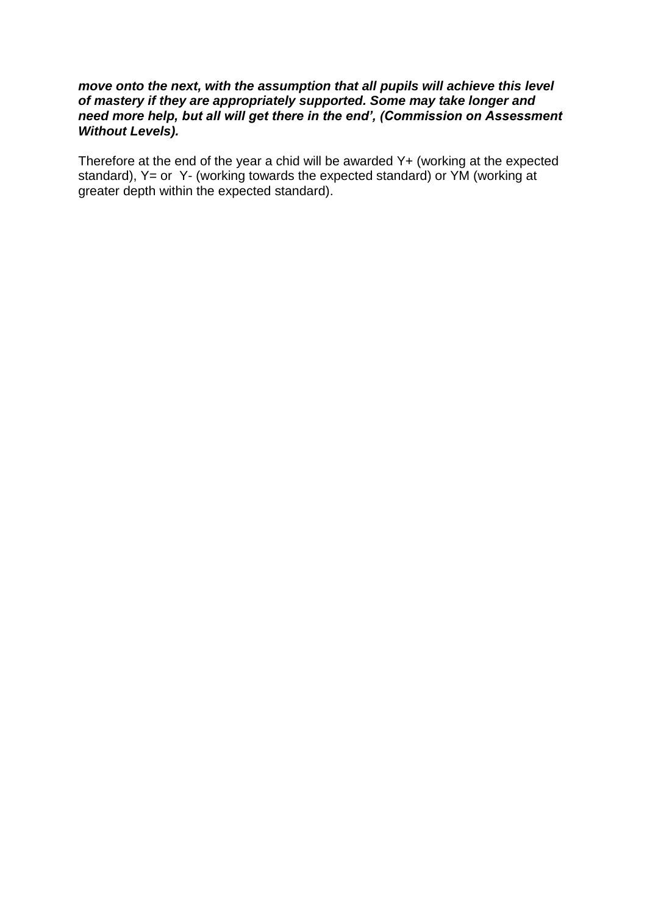***move onto the next, with the assumption that all pupils will achieve this level of mastery if they are appropriately supported. Some may take longer and need more help, but all will get there in the end', (Commission on Assessment Without Levels).***

Therefore at the end of the year a chid will be awarded Y+ (working at the expected standard), Y= or  Y- (working towards the expected standard) or YM (working at greater depth within the expected standard).